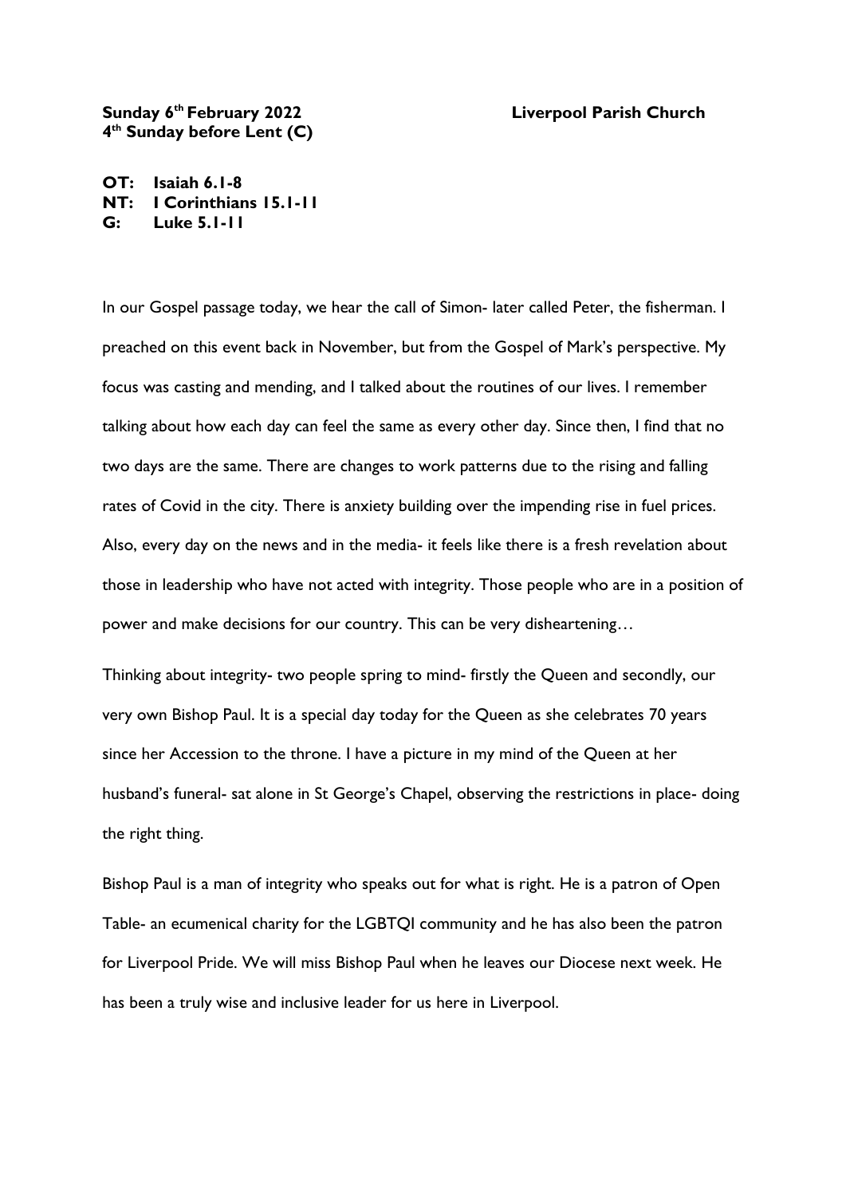**Sunday 6th February 2022** **Liverpool Parish Church**
**4th Sunday before Lent (C)**

**OT: Isaiah 6.1-8**
**NT: I Corinthians 15.1-11**
**G: Luke 5.1-11**

In our Gospel passage today, we hear the call of Simon- later called Peter, the fisherman. I preached on this event back in November, but from the Gospel of Mark's perspective. My focus was casting and mending, and I talked about the routines of our lives. I remember talking about how each day can feel the same as every other day. Since then, I find that no two days are the same. There are changes to work patterns due to the rising and falling rates of Covid in the city. There is anxiety building over the impending rise in fuel prices. Also, every day on the news and in the media- it feels like there is a fresh revelation about those in leadership who have not acted with integrity. Those people who are in a position of power and make decisions for our country. This can be very disheartening…

Thinking about integrity- two people spring to mind- firstly the Queen and secondly, our very own Bishop Paul. It is a special day today for the Queen as she celebrates 70 years since her Accession to the throne. I have a picture in my mind of the Queen at her husband's funeral- sat alone in St George's Chapel, observing the restrictions in place- doing the right thing.

Bishop Paul is a man of integrity who speaks out for what is right. He is a patron of Open Table- an ecumenical charity for the LGBTQI community and he has also been the patron for Liverpool Pride. We will miss Bishop Paul when he leaves our Diocese next week. He has been a truly wise and inclusive leader for us here in Liverpool.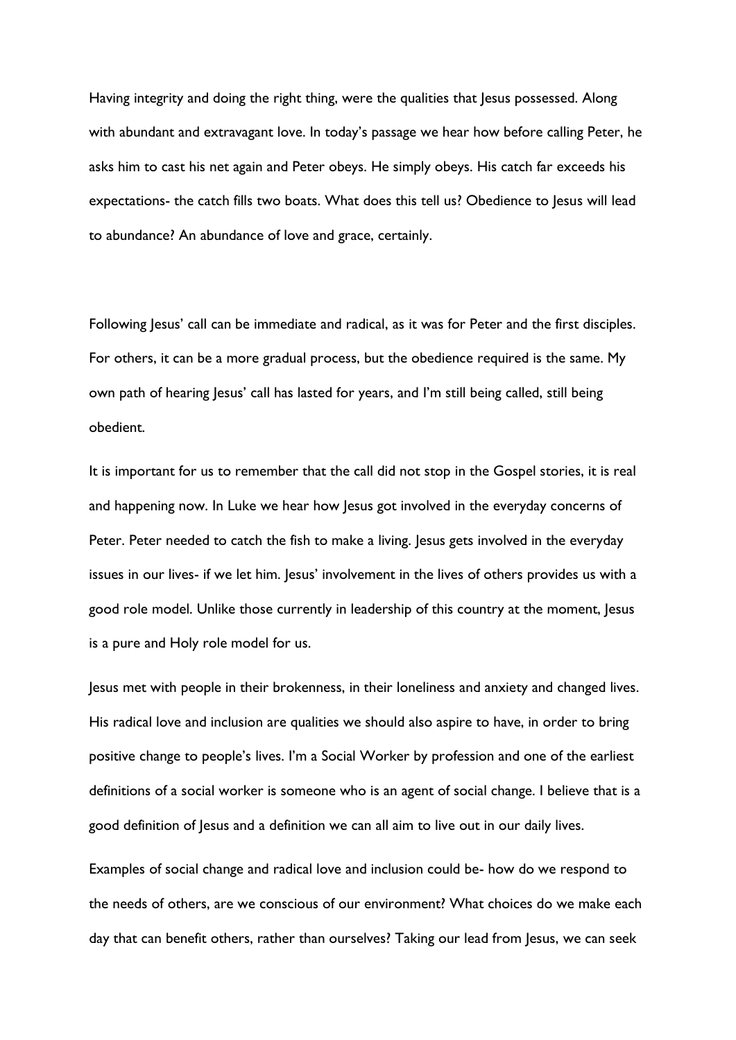Having integrity and doing the right thing, were the qualities that Jesus possessed. Along with abundant and extravagant love. In today's passage we hear how before calling Peter, he asks him to cast his net again and Peter obeys. He simply obeys. His catch far exceeds his expectations- the catch fills two boats. What does this tell us? Obedience to Jesus will lead to abundance? An abundance of love and grace, certainly.

Following Jesus' call can be immediate and radical, as it was for Peter and the first disciples. For others, it can be a more gradual process, but the obedience required is the same. My own path of hearing Jesus' call has lasted for years, and I'm still being called, still being obedient.

It is important for us to remember that the call did not stop in the Gospel stories, it is real and happening now. In Luke we hear how Jesus got involved in the everyday concerns of Peter. Peter needed to catch the fish to make a living. Jesus gets involved in the everyday issues in our lives- if we let him. Jesus' involvement in the lives of others provides us with a good role model. Unlike those currently in leadership of this country at the moment, Jesus is a pure and Holy role model for us.

Jesus met with people in their brokenness, in their loneliness and anxiety and changed lives. His radical love and inclusion are qualities we should also aspire to have, in order to bring positive change to people's lives. I'm a Social Worker by profession and one of the earliest definitions of a social worker is someone who is an agent of social change. I believe that is a good definition of Jesus and a definition we can all aim to live out in our daily lives.

Examples of social change and radical love and inclusion could be- how do we respond to the needs of others, are we conscious of our environment? What choices do we make each day that can benefit others, rather than ourselves? Taking our lead from Jesus, we can seek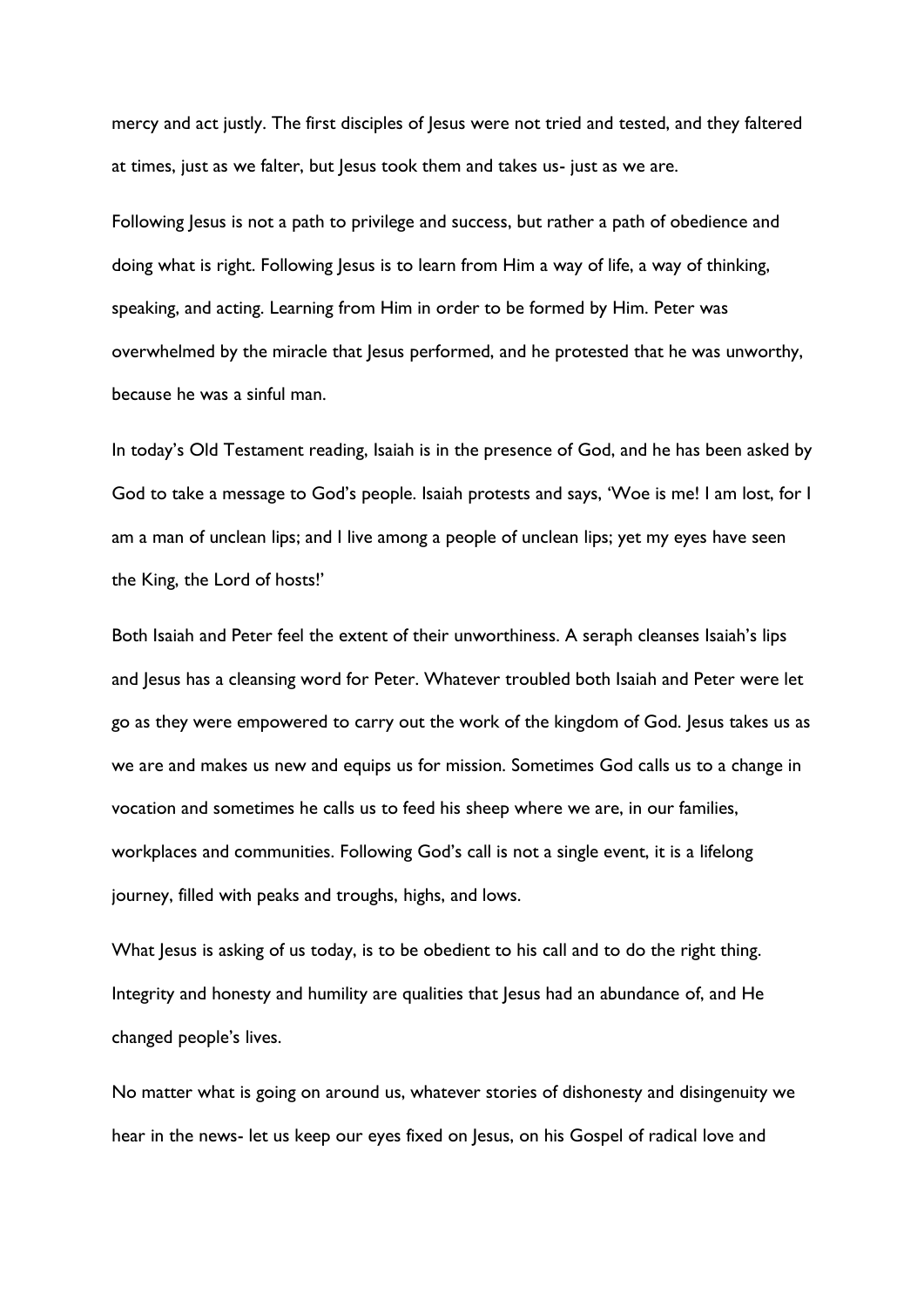mercy and act justly. The first disciples of Jesus were not tried and tested, and they faltered at times, just as we falter, but Jesus took them and takes us- just as we are.

Following Jesus is not a path to privilege and success, but rather a path of obedience and doing what is right. Following Jesus is to learn from Him a way of life, a way of thinking, speaking, and acting. Learning from Him in order to be formed by Him. Peter was overwhelmed by the miracle that Jesus performed, and he protested that he was unworthy, because he was a sinful man.

In today's Old Testament reading, Isaiah is in the presence of God, and he has been asked by God to take a message to God's people. Isaiah protests and says, 'Woe is me! I am lost, for I am a man of unclean lips; and I live among a people of unclean lips; yet my eyes have seen the King, the Lord of hosts!'

Both Isaiah and Peter feel the extent of their unworthiness. A seraph cleanses Isaiah's lips and Jesus has a cleansing word for Peter. Whatever troubled both Isaiah and Peter were let go as they were empowered to carry out the work of the kingdom of God. Jesus takes us as we are and makes us new and equips us for mission. Sometimes God calls us to a change in vocation and sometimes he calls us to feed his sheep where we are, in our families, workplaces and communities. Following God's call is not a single event, it is a lifelong journey, filled with peaks and troughs, highs, and lows.

What Jesus is asking of us today, is to be obedient to his call and to do the right thing. Integrity and honesty and humility are qualities that Jesus had an abundance of, and He changed people's lives.

No matter what is going on around us, whatever stories of dishonesty and disingenuity we hear in the news- let us keep our eyes fixed on Jesus, on his Gospel of radical love and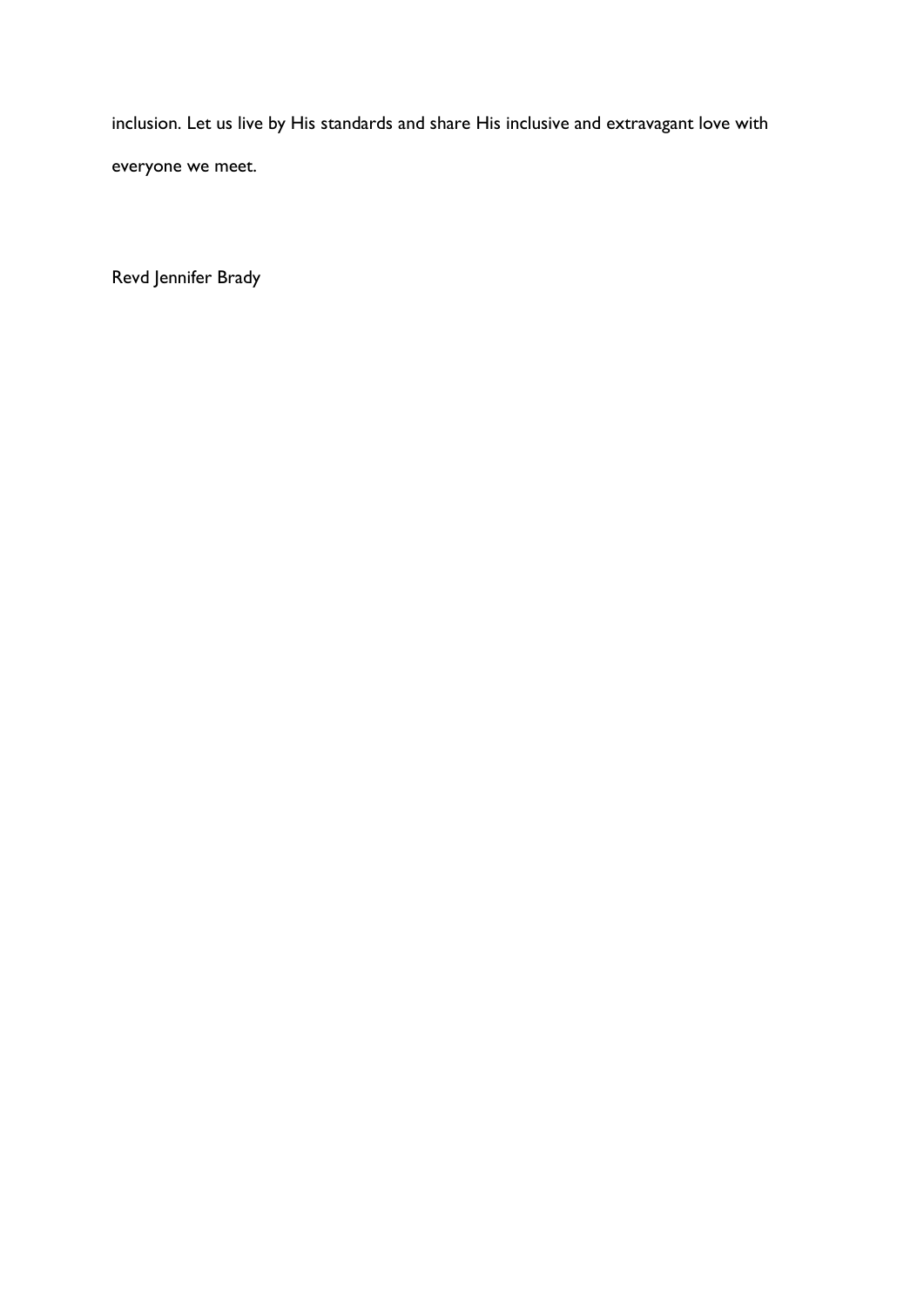inclusion. Let us live by His standards and share His inclusive and extravagant love with everyone we meet.

Revd Jennifer Brady